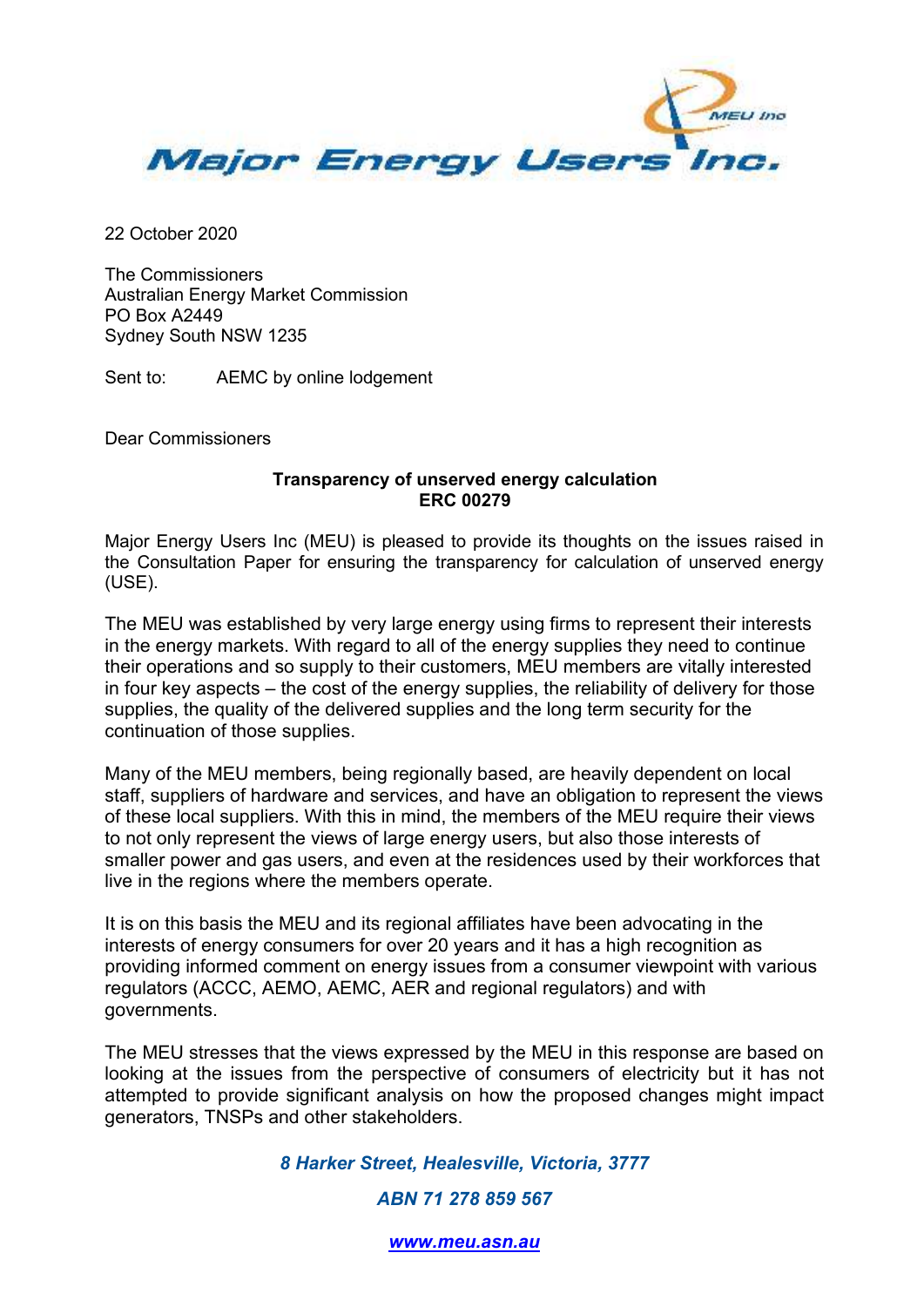**Major Energy Users Inc.**

22 October 2020

The Commissioners
Australian Energy Market Commission
PO Box A2449
Sydney South NSW 1235

Sent to: AEMC by online lodgement

Dear Commissioners

**Transparency of unserved energy calculation**
**ERC 00279**

Major Energy Users Inc (MEU) is pleased to provide its thoughts on the issues raised in the Consultation Paper for ensuring the transparency for calculation of unserved energy (USE).

The MEU was established by very large energy using firms to represent their interests in the energy markets. With regard to all of the energy supplies they need to continue their operations and so supply to their customers, MEU members are vitally interested in four key aspects – the cost of the energy supplies, the reliability of delivery for those supplies, the quality of the delivered supplies and the long term security for the continuation of those supplies.

Many of the MEU members, being regionally based, are heavily dependent on local staff, suppliers of hardware and services, and have an obligation to represent the views of these local suppliers. With this in mind, the members of the MEU require their views to not only represent the views of large energy users, but also those interests of smaller power and gas users, and even at the residences used by their workforces that live in the regions where the members operate.

It is on this basis the MEU and its regional affiliates have been advocating in the interests of energy consumers for over 20 years and it has a high recognition as providing informed comment on energy issues from a consumer viewpoint with various regulators (ACCC, AEMO, AEMC, AER and regional regulators) and with governments.

The MEU stresses that the views expressed by the MEU in this response are based on looking at the issues from the perspective of consumers of electricity but it has not attempted to provide significant analysis on how the proposed changes might impact generators, TNSPs and other stakeholders.

*8 Harker Street, Healesville, Victoria, 3777*

*ABN 71 278 859 567*

*www.meu.asn.au*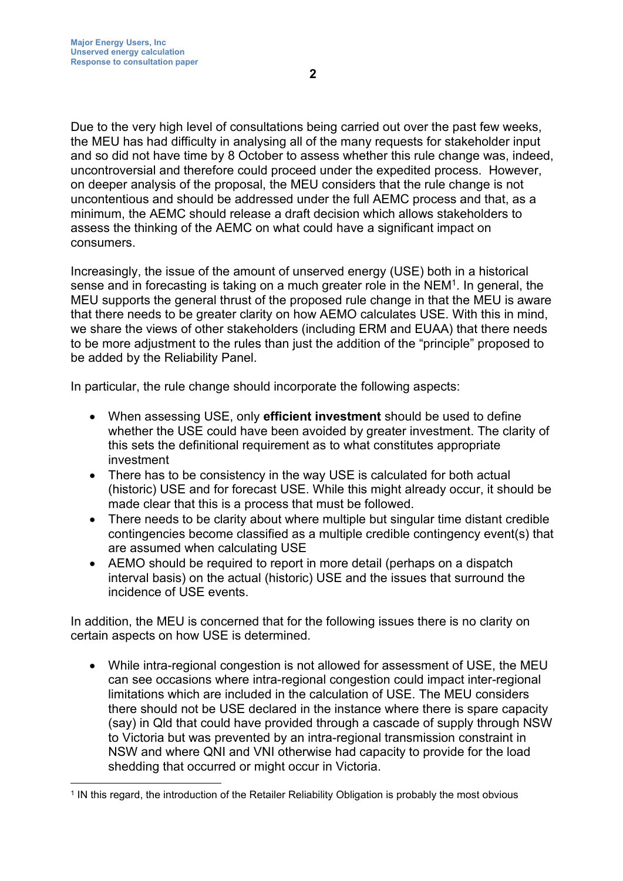Due to the very high level of consultations being carried out over the past few weeks, the MEU has had difficulty in analysing all of the many requests for stakeholder input and so did not have time by 8 October to assess whether this rule change was, indeed, uncontroversial and therefore could proceed under the expedited process. However, on deeper analysis of the proposal, the MEU considers that the rule change is not uncontentious and should be addressed under the full AEMC process and that, as a minimum, the AEMC should release a draft decision which allows stakeholders to assess the thinking of the AEMC on what could have a significant impact on consumers.

Increasingly, the issue of the amount of unserved energy (USE) both in a historical sense and in forecasting is taking on a much greater role in the NEM[1]. In general, the MEU supports the general thrust of the proposed rule change in that the MEU is aware that there needs to be greater clarity on how AEMO calculates USE. With this in mind, we share the views of other stakeholders (including ERM and EUAA) that there needs to be more adjustment to the rules than just the addition of the "principle" proposed to be added by the Reliability Panel.

In particular, the rule change should incorporate the following aspects:

- When assessing USE, only **efficient investment** should be used to define whether the USE could have been avoided by greater investment. The clarity of this sets the definitional requirement as to what constitutes appropriate investment
- There has to be consistency in the way USE is calculated for both actual (historic) USE and for forecast USE. While this might already occur, it should be made clear that this is a process that must be followed.
- There needs to be clarity about where multiple but singular time distant credible contingencies become classified as a multiple credible contingency event(s) that are assumed when calculating USE
- AEMO should be required to report in more detail (perhaps on a dispatch interval basis) on the actual (historic) USE and the issues that surround the incidence of USE events.

In addition, the MEU is concerned that for the following issues there is no clarity on certain aspects on how USE is determined.

- While intra-regional congestion is not allowed for assessment of USE, the MEU can see occasions where intra-regional congestion could impact inter-regional limitations which are included in the calculation of USE. The MEU considers there should not be USE declared in the instance where there is spare capacity (say) in Qld that could have provided through a cascade of supply through NSW to Victoria but was prevented by an intra-regional transmission constraint in NSW and where QNI and VNI otherwise had capacity to provide for the load shedding that occurred or might occur in Victoria.

[1] IN this regard, the introduction of the Retailer Reliability Obligation is probably the most obvious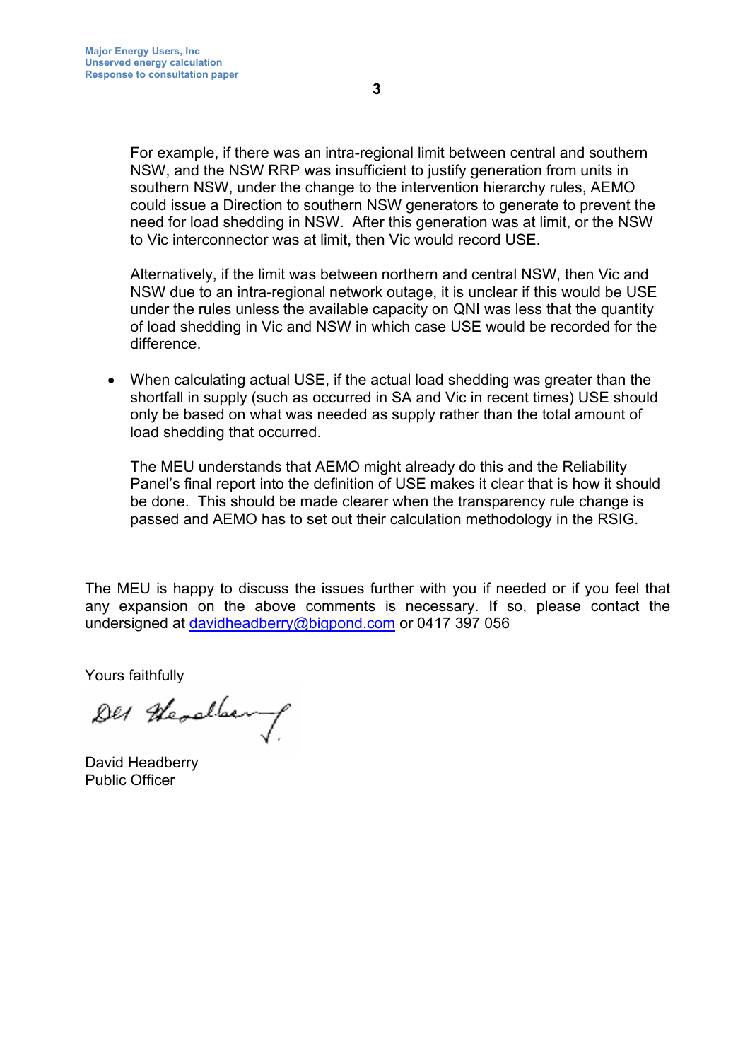For example, if there was an intra-regional limit between central and southern NSW, and the NSW RRP was insufficient to justify generation from units in southern NSW, under the change to the intervention hierarchy rules, AEMO could issue a Direction to southern NSW generators to generate to prevent the need for load shedding in NSW. After this generation was at limit, or the NSW to Vic interconnector was at limit, then Vic would record USE.

Alternatively, if the limit was between northern and central NSW, then Vic and NSW due to an intra-regional network outage, it is unclear if this would be USE under the rules unless the available capacity on QNI was less that the quantity of load shedding in Vic and NSW in which case USE would be recorded for the difference.

- When calculating actual USE, if the actual load shedding was greater than the shortfall in supply (such as occurred in SA and Vic in recent times) USE should only be based on what was needed as supply rather than the total amount of load shedding that occurred.

  The MEU understands that AEMO might already do this and the Reliability Panel's final report into the definition of USE makes it clear that is how it should be done. This should be made clearer when the transparency rule change is passed and AEMO has to set out their calculation methodology in the RSIG.

The MEU is happy to discuss the issues further with you if needed or if you feel that any expansion on the above comments is necessary. If so, please contact the undersigned at davidheadberry@bigpond.com or 0417 397 056

Yours faithfully

David Headberry
Public Officer